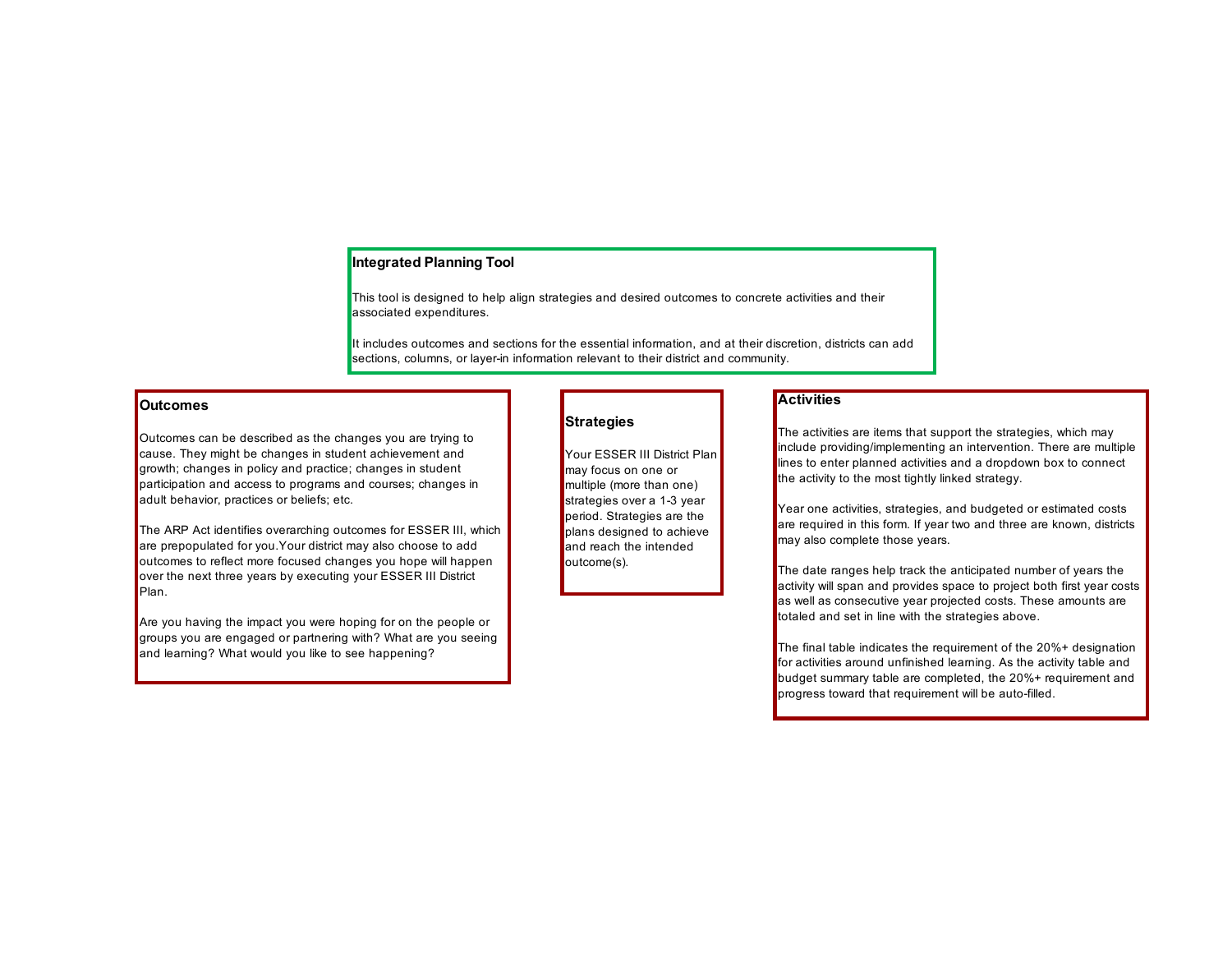## Integrated Planning Tool

This tool is designed to help align strategies and desired outcomes to concrete activities and their associated expenditures.

It includes outcomes and sections for the essential information, and at their discretion, districts can add sections, columns, or layer-in information relevant to their district and community.

### Outcomes

Outcomes can be described as the changes you are trying to cause. They might be changes in student achievement and growth; changes in policy and practice; changes in student participation and access to programs and courses; changes in adult behavior, practices or beliefs; etc.

The ARP Act identifies overarching outcomes for ESSER III, which are prepopulated for you.Your district may also choose to add outcomes to reflect more focused changes you hope will happen over the next three years by executing your ESSER III District Plan.

Are you having the impact you were hoping for on the people or groups you are engaged or partnering with? What are you seeing and learning? What would you like to see happening?

### Strategies

Your ESSER III District Plan may focus on one or multiple (more than one) strategies over a 1-3 year period. Strategies are the plans designed to achieve and reach the intended outcome(s).

### Activities

The activities are items that support the strategies, which may include providing/implementing an intervention. There are multiple lines to enter planned activities and a dropdown box to connect the activity to the most tightly linked strategy.

Year one activities, strategies, and budgeted or estimated costs are required in this form. If year two and three are known, districts may also complete those years.

The date ranges help track the anticipated number of years the activity will span and provides space to project both first year costs as well as consecutive year projected costs. These amounts are totaled and set in line with the strategies above.

The final table indicates the requirement of the 20%+ designation for activities around unfinished learning. As the activity table and budget summary table are completed, the 20%+ requirement and progress toward that requirement will be auto-filled.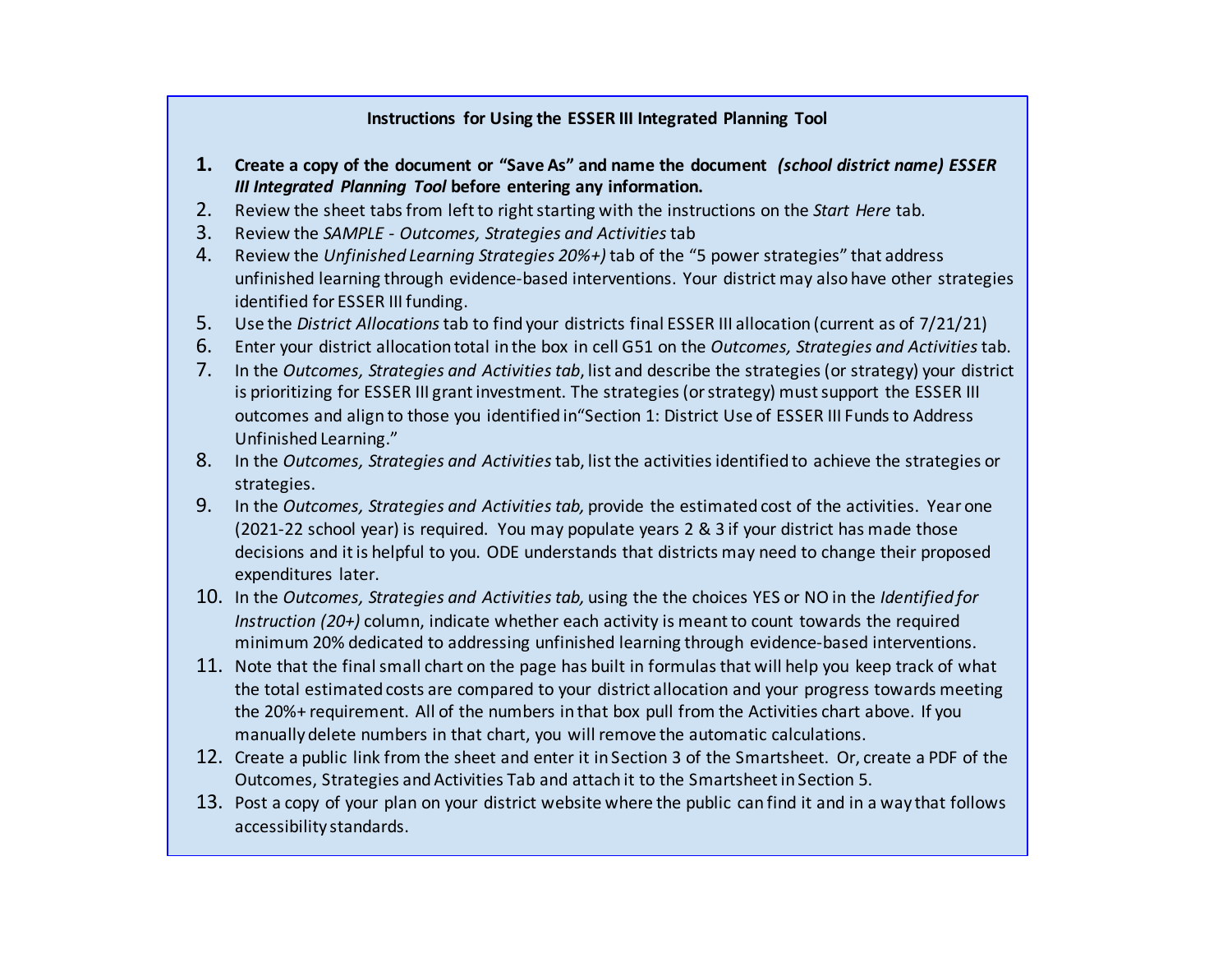## Instructions for Using the ESSER III Integrated Planning Tool

1. **Create a copy of the document or "Save As" and name the document** ***(school district name) ESSER III Integrated Planning Tool*** **before entering any information.**
2. Review the sheet tabs from left to right starting with the instructions on the *Start Here* tab.
3. Review the *SAMPLE - Outcomes, Strategies and Activities* tab
4. Review the *Unfinished Learning Strategies 20%+)* tab of the "5 power strategies" that address unfinished learning through evidence-based interventions. Your district may also have other strategies identified for ESSER III funding.
5. Use the *District Allocations* tab to find your districts final ESSER III allocation (current as of 7/21/21)
6. Enter your district allocation total in the box in cell G51 on the *Outcomes, Strategies and Activities* tab.
7. In the *Outcomes, Strategies and Activities tab*, list and describe the strategies (or strategy) your district is prioritizing for ESSER III grant investment. The strategies (or strategy) must support the ESSER III outcomes and align to those you identified in"Section 1: District Use of ESSER III Funds to Address Unfinished Learning."
8. In the *Outcomes, Strategies and Activities* tab, list the activities identified to achieve the strategies or strategies.
9. In the *Outcomes, Strategies and Activities tab,* provide the estimated cost of the activities. Year one (2021-22 school year) is required. You may populate years 2 & 3 if your district has made those decisions and it is helpful to you. ODE understands that districts may need to change their proposed expenditures later.
10. In the *Outcomes, Strategies and Activities tab,* using the the choices YES or NO in the *Identified for Instruction (20+)* column, indicate whether each activity is meant to count towards the required minimum 20% dedicated to addressing unfinished learning through evidence-based interventions.
11. Note that the final small chart on the page has built in formulas that will help you keep track of what the total estimated costs are compared to your district allocation and your progress towards meeting the 20%+ requirement. All of the numbers in that box pull from the Activities chart above. If you manually delete numbers in that chart, you will remove the automatic calculations.
12. Create a public link from the sheet and enter it in Section 3 of the Smartsheet. Or, create a PDF of the Outcomes, Strategies and Activities Tab and attach it to the Smartsheet in Section 5.
13. Post a copy of your plan on your district website where the public can find it and in a way that follows accessibility standards.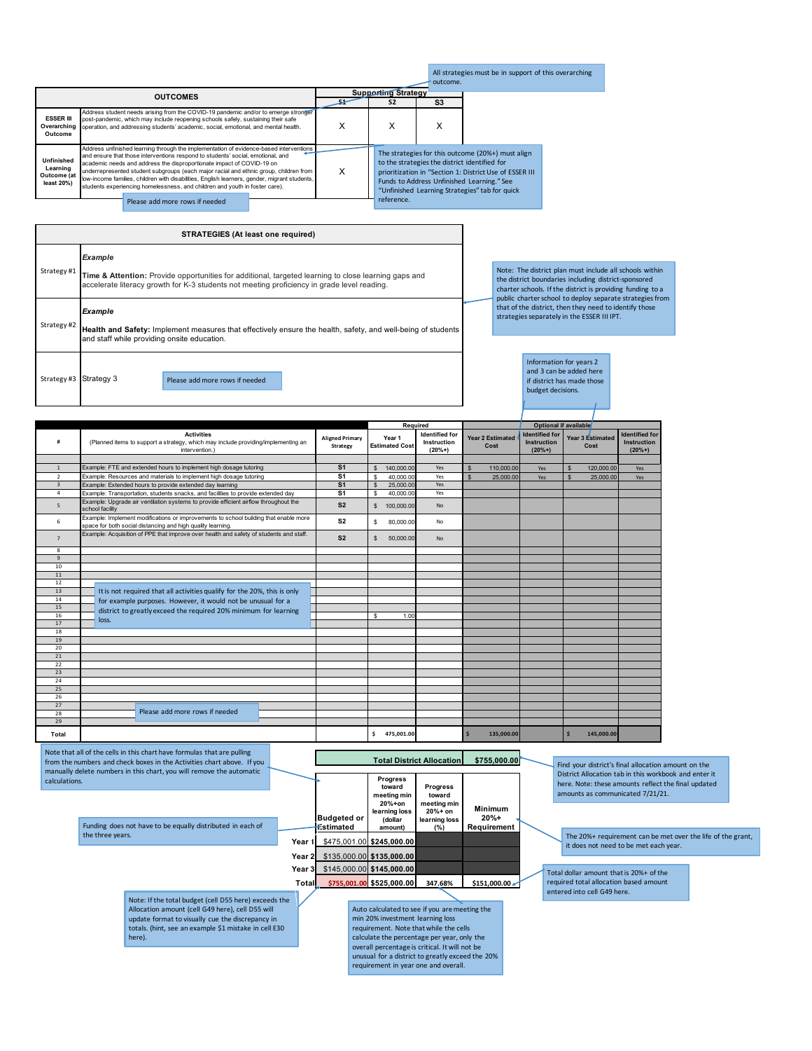> All strategies must be in support of this overarching outcome.

| OUTCOMES | | Supporting Strategy | | |
|---|---|---|---|---|
| | | S1 | S2 | S3 |
| ESSER III Overarching Outcome | Address student needs arising from the COVID-19 pandemic and/or to emerge stronger post-pandemic, which may include reopening schools safely, sustaining their safe operation, and addressing students' academic, social, emotional, and mental health. | X | X | X |
| Unfinished Learning Outcome (at least 20%) | Address unfinished learning through the implementation of evidence-based interventions and ensure that those interventions respond to students' social, emotional, and academic needs and address the disproportionate impact of COVID-19 on underrepresented student subgroups (each major racial and ethnic group, children from low-income families, children with disabilities, English learners, gender, migrant students, students experiencing homelessness, and children and youth in foster care). | X | | |

> Please add more rows if needed

> The strategies for this outcome (20%+) must align to the strategies the district identified for prioritization in "Section 1: District Use of ESSER III Funds to Address Unfinished Learning." See "Unfinished Learning Strategies" tab for quick reference.

| STRATEGIES (At least one required) | |
|---|---|
| Strategy #1 | ***Example*** **Time & Attention:** Provide opportunities for additional, targeted learning to close learning gaps and accelerate literacy growth for K-3 students not meeting proficiency in grade level reading. |
| Strategy #2 | ***Example*** **Health and Safety:** Implement measures that effectively ensure the health, safety, and well-being of students and staff while providing onsite education. |
| Strategy #3 | Strategy 3 |

> Please add more rows if needed

> Note: The district plan must include all schools within the district boundaries including district-sponsored charter schools. If the district is providing funding to a public charter school to deploy separate strategies from that of the district, then they need to identify those strategies separately in the ESSER III IPT.

> Information for years 2 and 3 can be added here if district has made those budget decisions.

| # | Activities (Planned items to support a strategy, which may include providing/implementing an intervention.) | Aligned Primary Strategy | Required: Year 1 Estimated Cost | Required: Identified for Instruction (20%+) | Optional if available: Year 2 Estimated Cost | Identified for Instruction (20%+) | Year 3 Estimated Cost | Identified for Instruction (20%+) |
|---|---|---|---|---|---|---|---|---|
| 1 | Example: FTE and extended hours to provide high dosage tutoring | S1 | $ 140,000.00 | Yes | $ 110,000.00 | Yes | $ 120,000.00 | Yes |
| 2 | Example: Resources and materials to implement high dosage tutoring | S1 | $ 40,000.00 | Yes | $ 25,000.00 | Yes | $ 25,000.00 | Yes |
| 3 | Example: Extended hours to provide extended day learning | S1 | $ 25,000.00 | Yes | | | | |
| 4 | Example: Transportation, students snacks, and facilities to provide extended day | S1 | $ 40,000.00 | Yes | | | | |
| 5 | Example: Upgrade air ventilation systems to provide efficient airflow throughout the school facility | S2 | $ 100,000.00 | No | | | | |
| 6 | Example: Implement modifications or improvements to school building that enable more space for both social distancing and high quality learning. | S2 | $ 80,000.00 | No | | | | |
| 7 | Example: Acquisition of PPE that improve over health and safety of students and staff. | S2 | $ 50,000.00 | No | | | | |
| 8 | | | | | | | | |
| 9 | | | | | | | | |
| 10 | | | | | | | | |
| 11 | | | | | | | | |
| 12 | | | | | | | | |
| 13 | | | | | | | | |
| 14 | | | | | | | | |
| 15 | | | | | | | | |
| 16 | | | $ 1.00 | | | | | |
| 17 | | | | | | | | |
| 18 | | | | | | | | |
| 19 | | | | | | | | |
| 20 | | | | | | | | |
| 21 | | | | | | | | |
| 22 | | | | | | | | |
| 23 | | | | | | | | |
| 24 | | | | | | | | |
| 25 | | | | | | | | |
| 26 | | | | | | | | |
| 27 | | | | | | | | |
| 28 | | | | | | | | |
| 29 | | | | | | | | |
| Total | | | $ 475,001.00 | | $ 135,000.00 | | $ 145,000.00 | |

> It is not required that all activities qualify for the 20%, this is only for example purposes. However, it would not be unusual for a district to greatly exceed the required 20% minimum for learning loss.

> Please add more rows if needed

> Note that all of the cells in this chart have formulas that are pulling from the numbers and check boxes in the Activities chart above. If you manually delete numbers in this chart, you will remove the automatic calculations.

> Funding does not have to be equally distributed in each of the three years.

| | Total District Allocation | | | $755,000.00 |
|---|---|---|---|---|
| | Budgeted or Estimated | Progress toward meeting min 20%+on learning loss (dollar amount) | Progress toward meeting min 20%+ on learning loss (%) | Minimum 20%+ Requirement |
| Year 1 | $475,001.00 | $245,000.00 | | |
| Year 2 | $135,000.00 | $135,000.00 | | |
| Year 3 | $145,000.00 | $145,000.00 | | |
| Total | $755,001.00 | $525,000.00 | 347.68% | $151,000.00 |

> Find your district's final allocation amount on the District Allocation tab in this workbook and enter it here. Note: these amounts reflect the final updated amounts as communicated 7/21/21.

> The 20%+ requirement can be met over the life of the grant, it does not need to be met each year.

> Total dollar amount that is 20%+ of the required total allocation based amount entered into cell G49 here.

> Note: If the total budget (cell D55 here) exceeds the Allocation amount (cell G49 here), cell D55 will update format to visually cue the discrepancy in totals. (hint, see an example $1 mistake in cell E30 here).

> Auto calculated to see if you are meeting the min 20% investment learning loss requirement. Note that while the cells calculate the percentage per year, only the overall percentage is critical. It will not be unusual for a district to greatly exceed the 20% requirement in year one and overall.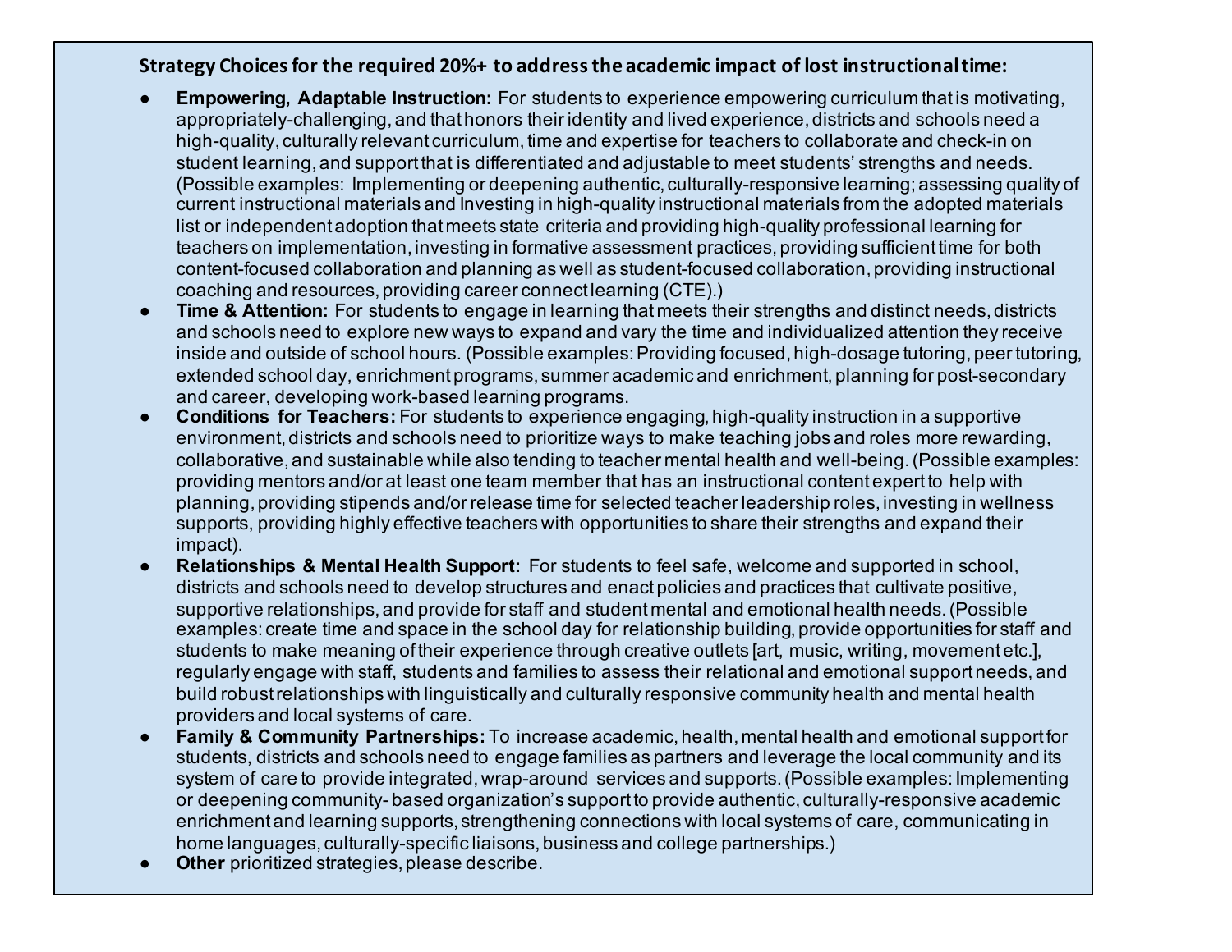**Strategy Choices for the required 20%+ to address the academic impact of lost instructional time:**

- **Empowering, Adaptable Instruction:** For students to experience empowering curriculum that is motivating, appropriately-challenging, and that honors their identity and lived experience, districts and schools need a high-quality, culturally relevant curriculum, time and expertise for teachers to collaborate and check-in on student learning, and support that is differentiated and adjustable to meet students' strengths and needs. (Possible examples: Implementing or deepening authentic, culturally-responsive learning; assessing quality of current instructional materials and Investing in high-quality instructional materials from the adopted materials list or independent adoption that meets state criteria and providing high-quality professional learning for teachers on implementation, investing in formative assessment practices, providing sufficient time for both content-focused collaboration and planning as well as student-focused collaboration, providing instructional coaching and resources, providing career connect learning (CTE).)
- **Time & Attention:** For students to engage in learning that meets their strengths and distinct needs, districts and schools need to explore new ways to expand and vary the time and individualized attention they receive inside and outside of school hours. (Possible examples: Providing focused, high-dosage tutoring, peer tutoring, extended school day, enrichment programs, summer academic and enrichment, planning for post-secondary and career, developing work-based learning programs.
- **Conditions for Teachers:** For students to experience engaging, high-quality instruction in a supportive environment, districts and schools need to prioritize ways to make teaching jobs and roles more rewarding, collaborative, and sustainable while also tending to teacher mental health and well-being. (Possible examples: providing mentors and/or at least one team member that has an instructional content expert to help with planning, providing stipends and/or release time for selected teacher leadership roles, investing in wellness supports, providing highly effective teachers with opportunities to share their strengths and expand their impact).
- **Relationships & Mental Health Support:** For students to feel safe, welcome and supported in school, districts and schools need to develop structures and enact policies and practices that cultivate positive, supportive relationships, and provide for staff and student mental and emotional health needs. (Possible examples: create time and space in the school day for relationship building, provide opportunities for staff and students to make meaning of their experience through creative outlets [art, music, writing, movement etc.], regularly engage with staff, students and families to assess their relational and emotional support needs, and build robust relationships with linguistically and culturally responsive community health and mental health providers and local systems of care.
- **Family & Community Partnerships:** To increase academic, health, mental health and emotional support for students, districts and schools need to engage families as partners and leverage the local community and its system of care to provide integrated, wrap-around services and supports. (Possible examples: Implementing or deepening community- based organization's support to provide authentic, culturally-responsive academic enrichment and learning supports, strengthening connections with local systems of care, communicating in home languages, culturally-specific liaisons, business and college partnerships.)
- **Other** prioritized strategies, please describe.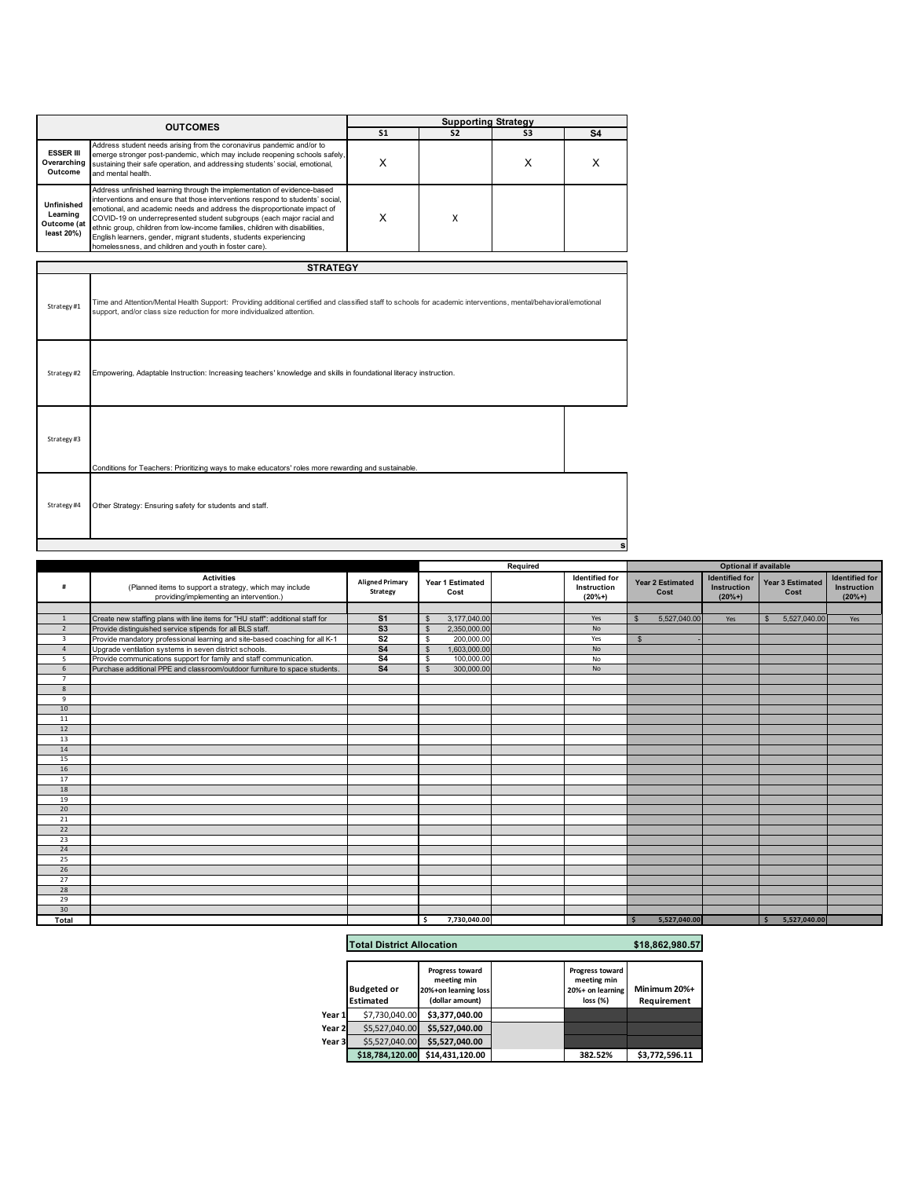| OUTCOMES | | Supporting Strategy | | | |
|---|---|---|---|---|---|
| | | S1 | S2 | S3 | S4 |
| ESSER III Overarching Outcome | Address student needs arising from the coronavirus pandemic and/or to emerge stronger post-pandemic, which may include reopening schools safely, sustaining their safe operation, and addressing students' social, emotional, and mental health. | X | | X | X |
| Unfinished Learning Outcome (at least 20%) | Address unfinished learning through the implementation of evidence-based interventions and ensure that those interventions respond to students' social, emotional, and academic needs and address the disproportionate impact of COVID-19 on underrepresented student subgroups (each major racial and ethnic group, children from low-income families, children with disabilities, English learners, gender, migrant students, students experiencing homelessness, and children and youth in foster care). | X | X | | |

| STRATEGY | |
|---|---|
| Strategy #1 | Time and Attention/Mental Health Support: Providing additional certified and classified staff to schools for academic interventions, mental/behavioral/emotional support, and/or class size reduction for more individualized attention. |
| Strategy #2 | Empowering, Adaptable Instruction: Increasing teachers' knowledge and skills in foundational literacy instruction. |
| Strategy #3 | Conditions for Teachers: Prioritizing ways to make educators' roles more rewarding and sustainable. |
| Strategy #4 | Other Strategy: Ensuring safety for students and staff. |

| # | Activities (Planned items to support a strategy, which may include providing/implementing an intervention.) | Aligned Primary Strategy | Required: Year 1 Estimated Cost | | Identified for Instruction (20%+) | Optional if available: Year 2 Estimated Cost | Identified for Instruction (20%+) | Year 3 Estimated Cost | Identified for Instruction (20%+) |
|---|---|---|---|---|---|---|---|---|---|
| 1 | Create new staffing plans with line items for "HU staff": additional staff for | S1 | $ 3,177,040.00 | | Yes | $ 5,527,040.00 | Yes | $ 5,527,040.00 | Yes |
| 2 | Provide distinguished service stipends for all BLS staff. | S3 | $ 2,350,000.00 | | No | | | | |
| 3 | Provide mandatory professional learning and site-based coaching for all K-1 | S2 | $ 200,000.00 | | Yes | $ - | | | |
| 4 | Upgrade ventilation systems in seven district schools. | S4 | $ 1,603,000.00 | | No | | | | |
| 5 | Provide communications support for family and staff communication. | S4 | $ 100,000.00 | | No | | | | |
| 6 | Purchase additional PPE and classroom/outdoor furniture to space students. | S4 | $ 300,000.00 | | No | | | | |
| 7 | | | | | | | | | |
| 8 | | | | | | | | | |
| 9 | | | | | | | | | |
| 10 | | | | | | | | | |
| 11 | | | | | | | | | |
| 12 | | | | | | | | | |
| 13 | | | | | | | | | |
| 14 | | | | | | | | | |
| 15 | | | | | | | | | |
| 16 | | | | | | | | | |
| 17 | | | | | | | | | |
| 18 | | | | | | | | | |
| 19 | | | | | | | | | |
| 20 | | | | | | | | | |
| 21 | | | | | | | | | |
| 22 | | | | | | | | | |
| 23 | | | | | | | | | |
| 24 | | | | | | | | | |
| 25 | | | | | | | | | |
| 26 | | | | | | | | | |
| 27 | | | | | | | | | |
| 28 | | | | | | | | | |
| 29 | | | | | | | | | |
| 30 | | | | | | | | | |
| Total | | | $ 7,730,040.00 | | | $ 5,527,040.00 | | $ 5,527,040.00 | |

| Total District Allocation | | | | $18,862,980.57 |
|---|---|---|---|---|
| | Budgeted or Estimated | Progress toward meeting min 20%+on learning loss (dollar amount) | Progress toward meeting min 20%+ on learning loss (%) | Minimum 20%+ Requirement |
| Year 1 | $7,730,040.00 | $3,377,040.00 | | |
| Year 2 | $5,527,040.00 | $5,527,040.00 | | |
| Year 3 | $5,527,040.00 | $5,527,040.00 | | |
| | $18,784,120.00 | $14,431,120.00 | 382.52% | $3,772,596.11 |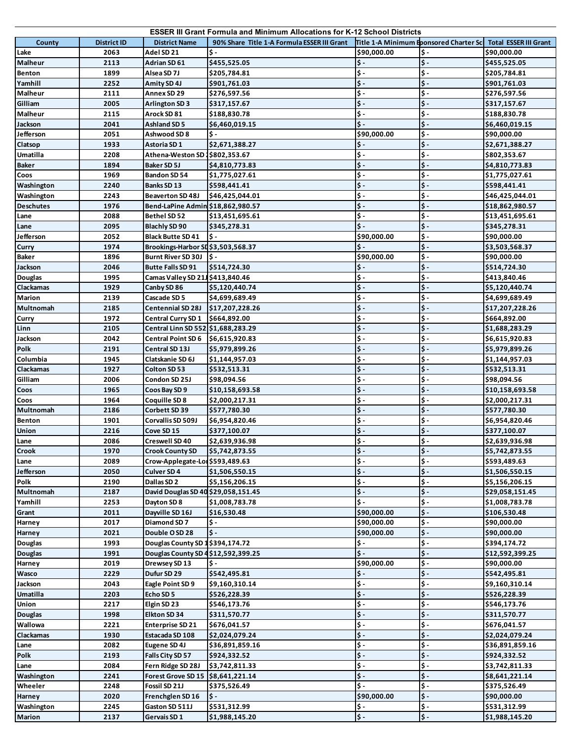**ESSER III Grant Formula and Minimum Allocations for K-12 School Districts**

| County | District ID | District Name | 90% Share Title 1-A Formula ESSER III Grant | Title 1-A Minimum | Sponsored Charter Sc | Total ESSER III Grant |
|---|---|---|---|---|---|---|
| Lake | 2063 | Adel SD 21 | $ - | $90,000.00 | $ - | $90,000.00 |
| Malheur | 2113 | Adrian SD 61 | $455,525.05 | $ - | $ - | $455,525.05 |
| Benton | 1899 | Alsea SD 7J | $205,784.81 | $ - | $ - | $205,784.81 |
| Yamhill | 2252 | Amity SD 4J | $901,761.03 | $ - | $ - | $901,761.03 |
| Malheur | 2111 | Annex SD 29 | $276,597.56 | $ - | $ - | $276,597.56 |
| Gilliam | 2005 | Arlington SD 3 | $317,157.67 | $ - | $ - | $317,157.67 |
| Malheur | 2115 | Arock SD 81 | $188,830.78 | $ - | $ - | $188,830.78 |
| Jackson | 2041 | Ashland SD 5 | $6,460,019.15 | $ - | $ - | $6,460,019.15 |
| Jefferson | 2051 | Ashwood SD 8 | $ - | $90,000.00 | $ - | $90,000.00 |
| Clatsop | 1933 | Astoria SD 1 | $2,671,388.27 | $ - | $ - | $2,671,388.27 |
| Umatilla | 2208 | Athena-Weston SD | $802,353.67 | $ - | $ - | $802,353.67 |
| Baker | 1894 | Baker SD 5J | $4,810,773.83 | $ - | $ - | $4,810,773.83 |
| Coos | 1969 | Bandon SD 54 | $1,775,027.61 | $ - | $ - | $1,775,027.61 |
| Washington | 2240 | Banks SD 13 | $598,441.41 | $ - | $ - | $598,441.41 |
| Washington | 2243 | Beaverton SD 48J | $46,425,044.01 | $ - | $ - | $46,425,044.01 |
| Deschutes | 1976 | Bend-LaPine Admin | $18,862,980.57 | $ - | $ - | $18,862,980.57 |
| Lane | 2088 | Bethel SD 52 | $13,451,695.61 | $ - | $ - | $13,451,695.61 |
| Lane | 2095 | Blachly SD 90 | $345,278.31 | $ - | $ - | $345,278.31 |
| Jefferson | 2052 | Black Butte SD 41 | $ - | $90,000.00 | $ - | $90,000.00 |
| Curry | 1974 | Brookings-Harbor SD | $3,503,568.37 | $ - | $ - | $3,503,568.37 |
| Baker | 1896 | Burnt River SD 30J | $ - | $90,000.00 | $ - | $90,000.00 |
| Jackson | 2046 | Butte Falls SD 91 | $514,724.30 | $ - | $ - | $514,724.30 |
| Douglas | 1995 | Camas Valley SD 21J | $413,840.46 | $ - | $ - | $413,840.46 |
| Clackamas | 1929 | Canby SD 86 | $5,120,440.74 | $ - | $ - | $5,120,440.74 |
| Marion | 2139 | Cascade SD 5 | $4,699,689.49 | $ - | $ - | $4,699,689.49 |
| Multnomah | 2185 | Centennial SD 28J | $17,207,228.26 | $ - | $ - | $17,207,228.26 |
| Curry | 1972 | Central Curry SD 1 | $664,892.00 | $ - | $ - | $664,892.00 |
| Linn | 2105 | Central Linn SD 552 | $1,688,283.29 | $ - | $ - | $1,688,283.29 |
| Jackson | 2042 | Central Point SD 6 | $6,615,920.83 | $ - | $ - | $6,615,920.83 |
| Polk | 2191 | Central SD 13J | $5,979,899.26 | $ - | $ - | $5,979,899.26 |
| Columbia | 1945 | Clatskanie SD 6J | $1,144,957.03 | $ - | $ - | $1,144,957.03 |
| Clackamas | 1927 | Colton SD 53 | $532,513.31 | $ - | $ - | $532,513.31 |
| Gilliam | 2006 | Condon SD 25J | $98,094.56 | $ - | $ - | $98,094.56 |
| Coos | 1965 | Coos Bay SD 9 | $10,158,693.58 | $ - | $ - | $10,158,693.58 |
| Coos | 1964 | Coquille SD 8 | $2,000,217.31 | $ - | $ - | $2,000,217.31 |
| Multnomah | 2186 | Corbett SD 39 | $577,780.30 | $ - | $ - | $577,780.30 |
| Benton | 1901 | Corvallis SD 509J | $6,954,820.46 | $ - | $ - | $6,954,820.46 |
| Union | 2216 | Cove SD 15 | $377,100.07 | $ - | $ - | $377,100.07 |
| Lane | 2086 | Creswell SD 40 | $2,639,936.98 | $ - | $ - | $2,639,936.98 |
| Crook | 1970 | Crook County SD | $5,742,873.55 | $ - | $ - | $5,742,873.55 |
| Lane | 2089 | Crow-Applegate-Lo | $593,489.63 | $ - | $ - | $593,489.63 |
| Jefferson | 2050 | Culver SD 4 | $1,506,550.15 | $ - | $ - | $1,506,550.15 |
| Polk | 2190 | Dallas SD 2 | $5,156,206.15 | $ - | $ - | $5,156,206.15 |
| Multnomah | 2187 | David Douglas SD 40 | $29,058,151.45 | $ - | $ - | $29,058,151.45 |
| Yamhill | 2253 | Dayton SD 8 | $1,008,783.78 | $ - | $ - | $1,008,783.78 |
| Grant | 2011 | Dayville SD 16J | $16,530.48 | $90,000.00 | $ - | $106,530.48 |
| Harney | 2017 | Diamond SD 7 | $ - | $90,000.00 | $ - | $90,000.00 |
| Harney | 2021 | Double O SD 28 | $ - | $90,000.00 | $ - | $90,000.00 |
| Douglas | 1993 | Douglas County SD 1 | $394,174.72 | $ - | $ - | $394,174.72 |
| Douglas | 1991 | Douglas County SD 4 | $12,592,399.25 | $ - | $ - | $12,592,399.25 |
| Harney | 2019 | Drewsey SD 13 | $ - | $90,000.00 | $ - | $90,000.00 |
| Wasco | 2229 | Dufur SD 29 | $542,495.81 | $ - | $ - | $542,495.81 |
| Jackson | 2043 | Eagle Point SD 9 | $9,160,310.14 | $ - | $ - | $9,160,310.14 |
| Umatilla | 2203 | Echo SD 5 | $526,228.39 | $ - | $ - | $526,228.39 |
| Union | 2217 | Elgin SD 23 | $546,173.76 | $ - | $ - | $546,173.76 |
| Douglas | 1998 | Elkton SD 34 | $311,570.77 | $ - | $ - | $311,570.77 |
| Wallowa | 2221 | Enterprise SD 21 | $676,041.57 | $ - | $ - | $676,041.57 |
| Clackamas | 1930 | Estacada SD 108 | $2,024,079.24 | $ - | $ - | $2,024,079.24 |
| Lane | 2082 | Eugene SD 4J | $36,891,859.16 | $ - | $ - | $36,891,859.16 |
| Polk | 2193 | Falls City SD 57 | $924,332.52 | $ - | $ - | $924,332.52 |
| Lane | 2084 | Fern Ridge SD 28J | $3,742,811.33 | $ - | $ - | $3,742,811.33 |
| Washington | 2241 | Forest Grove SD 15 | $8,641,221.14 | $ - | $ - | $8,641,221.14 |
| Wheeler | 2248 | Fossil SD 21J | $375,526.49 | $ - | $ - | $375,526.49 |
| Harney | 2020 | Frenchglen SD 16 | $ - | $90,000.00 | $ - | $90,000.00 |
| Washington | 2245 | Gaston SD 511J | $531,312.99 | $ - | $ - | $531,312.99 |
| Marion | 2137 | Gervais SD 1 | $1,988,145.20 | $ - | $ - | $1,988,145.20 |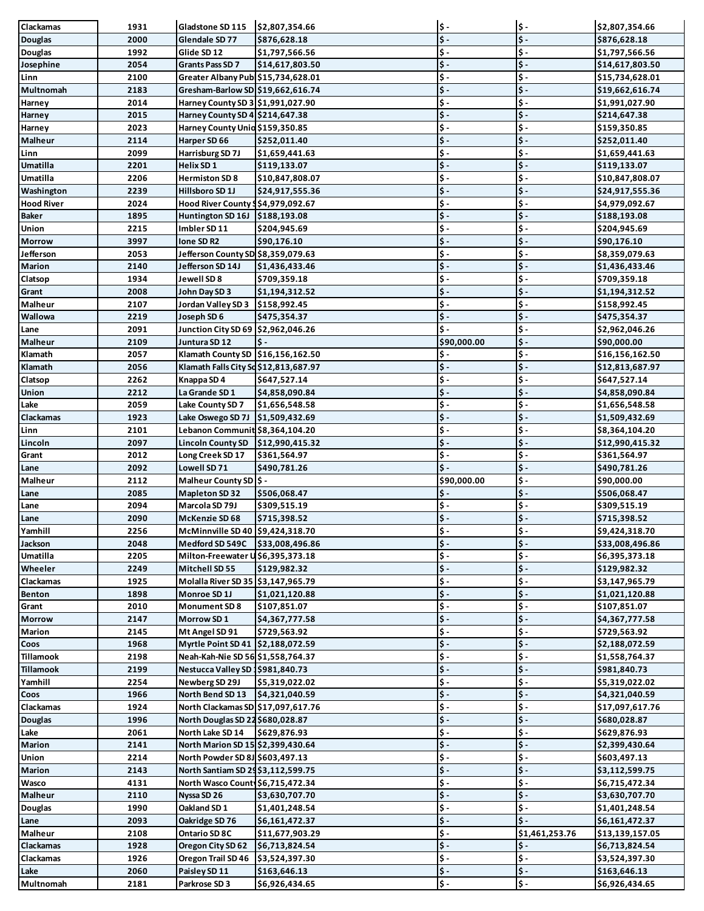| | | | | | | |
|---|---|---|---|---|---|---|
| Clackamas | 1931 | Gladstone SD 115 | $2,807,354.66 | $ - | $ - | $2,807,354.66 |
| Douglas | 2000 | Glendale SD 77 | $876,628.18 | $ - | $ - | $876,628.18 |
| Douglas | 1992 | Glide SD 12 | $1,797,566.56 | $ - | $ - | $1,797,566.56 |
| Josephine | 2054 | Grants Pass SD 7 | $14,617,803.50 | $ - | $ - | $14,617,803.50 |
| Linn | 2100 | Greater Albany Pub | $15,734,628.01 | $ - | $ - | $15,734,628.01 |
| Multnomah | 2183 | Gresham-Barlow SD | $19,662,616.74 | $ - | $ - | $19,662,616.74 |
| Harney | 2014 | Harney County SD 3 | $1,991,027.90 | $ - | $ - | $1,991,027.90 |
| Harney | 2015 | Harney County SD 4 | $214,647.38 | $ - | $ - | $214,647.38 |
| Harney | 2023 | Harney County Unio | $159,350.85 | $ - | $ - | $159,350.85 |
| Malheur | 2114 | Harper SD 66 | $252,011.40 | $ - | $ - | $252,011.40 |
| Linn | 2099 | Harrisburg SD 7J | $1,659,441.63 | $ - | $ - | $1,659,441.63 |
| Umatilla | 2201 | Helix SD 1 | $119,133.07 | $ - | $ - | $119,133.07 |
| Umatilla | 2206 | Hermiston SD 8 | $10,847,808.07 | $ - | $ - | $10,847,808.07 |
| Washington | 2239 | Hillsboro SD 1J | $24,917,555.36 | $ - | $ - | $24,917,555.36 |
| Hood River | 2024 | Hood River County S | $4,979,092.67 | $ - | $ - | $4,979,092.67 |
| Baker | 1895 | Huntington SD 16J | $188,193.08 | $ - | $ - | $188,193.08 |
| Union | 2215 | Imbler SD 11 | $204,945.69 | $ - | $ - | $204,945.69 |
| Morrow | 3997 | Ione SD R2 | $90,176.10 | $ - | $ - | $90,176.10 |
| Jefferson | 2053 | Jefferson County SD | $8,359,079.63 | $ - | $ - | $8,359,079.63 |
| Marion | 2140 | Jefferson SD 14J | $1,436,433.46 | $ - | $ - | $1,436,433.46 |
| Clatsop | 1934 | Jewell SD 8 | $709,359.18 | $ - | $ - | $709,359.18 |
| Grant | 2008 | John Day SD 3 | $1,194,312.52 | $ - | $ - | $1,194,312.52 |
| Malheur | 2107 | Jordan Valley SD 3 | $158,992.45 | $ - | $ - | $158,992.45 |
| Wallowa | 2219 | Joseph SD 6 | $475,354.37 | $ - | $ - | $475,354.37 |
| Lane | 2091 | Junction City SD 69 | $2,962,046.26 | $ - | $ - | $2,962,046.26 |
| Malheur | 2109 | Juntura SD 12 | $ - | $90,000.00 | $ - | $90,000.00 |
| Klamath | 2057 | Klamath County SD | $16,156,162.50 | $ - | $ - | $16,156,162.50 |
| Klamath | 2056 | Klamath Falls City Sc | $12,813,687.97 | $ - | $ - | $12,813,687.97 |
| Clatsop | 2262 | Knappa SD 4 | $647,527.14 | $ - | $ - | $647,527.14 |
| Union | 2212 | La Grande SD 1 | $4,858,090.84 | $ - | $ - | $4,858,090.84 |
| Lake | 2059 | Lake County SD 7 | $1,656,548.58 | $ - | $ - | $1,656,548.58 |
| Clackamas | 1923 | Lake Oswego SD 7J | $1,509,432.69 | $ - | $ - | $1,509,432.69 |
| Linn | 2101 | Lebanon Communit | $8,364,104.20 | $ - | $ - | $8,364,104.20 |
| Lincoln | 2097 | Lincoln County SD | $12,990,415.32 | $ - | $ - | $12,990,415.32 |
| Grant | 2012 | Long Creek SD 17 | $361,564.97 | $ - | $ - | $361,564.97 |
| Lane | 2092 | Lowell SD 71 | $490,781.26 | $ - | $ - | $490,781.26 |
| Malheur | 2112 | Malheur County SD | $ - | $90,000.00 | $ - | $90,000.00 |
| Lane | 2085 | Mapleton SD 32 | $506,068.47 | $ - | $ - | $506,068.47 |
| Lane | 2094 | Marcola SD 79J | $309,515.19 | $ - | $ - | $309,515.19 |
| Lane | 2090 | McKenzie SD 68 | $715,398.52 | $ - | $ - | $715,398.52 |
| Yamhill | 2256 | McMinnville SD 40 | $9,424,318.70 | $ - | $ - | $9,424,318.70 |
| Jackson | 2048 | Medford SD 549C | $33,008,496.86 | $ - | $ - | $33,008,496.86 |
| Umatilla | 2205 | Milton-Freewater U | $6,395,373.18 | $ - | $ - | $6,395,373.18 |
| Wheeler | 2249 | Mitchell SD 55 | $129,982.32 | $ - | $ - | $129,982.32 |
| Clackamas | 1925 | Molalla River SD 35 | $3,147,965.79 | $ - | $ - | $3,147,965.79 |
| Benton | 1898 | Monroe SD 1J | $1,021,120.88 | $ - | $ - | $1,021,120.88 |
| Grant | 2010 | Monument SD 8 | $107,851.07 | $ - | $ - | $107,851.07 |
| Morrow | 2147 | Morrow SD 1 | $4,367,777.58 | $ - | $ - | $4,367,777.58 |
| Marion | 2145 | Mt Angel SD 91 | $729,563.92 | $ - | $ - | $729,563.92 |
| Coos | 1968 | Myrtle Point SD 41 | $2,188,072.59 | $ - | $ - | $2,188,072.59 |
| Tillamook | 2198 | Neah-Kah-Nie SD 56 | $1,558,764.37 | $ - | $ - | $1,558,764.37 |
| Tillamook | 2199 | Nestucca Valley SD | $981,840.73 | $ - | $ - | $981,840.73 |
| Yamhill | 2254 | Newberg SD 29J | $5,319,022.02 | $ - | $ - | $5,319,022.02 |
| Coos | 1966 | North Bend SD 13 | $4,321,040.59 | $ - | $ - | $4,321,040.59 |
| Clackamas | 1924 | North Clackamas SD | $17,097,617.76 | $ - | $ - | $17,097,617.76 |
| Douglas | 1996 | North Douglas SD 22 | $680,028.87 | $ - | $ - | $680,028.87 |
| Lake | 2061 | North Lake SD 14 | $629,876.93 | $ - | $ - | $629,876.93 |
| Marion | 2141 | North Marion SD 15 | $2,399,430.64 | $ - | $ - | $2,399,430.64 |
| Union | 2214 | North Powder SD 8J | $603,497.13 | $ - | $ - | $603,497.13 |
| Marion | 2143 | North Santiam SD 29 | $3,112,599.75 | $ - | $ - | $3,112,599.75 |
| Wasco | 4131 | North Wasco County | $6,715,472.34 | $ - | $ - | $6,715,472.34 |
| Malheur | 2110 | Nyssa SD 26 | $3,630,707.70 | $ - | $ - | $3,630,707.70 |
| Douglas | 1990 | Oakland SD 1 | $1,401,248.54 | $ - | $ - | $1,401,248.54 |
| Lane | 2093 | Oakridge SD 76 | $6,161,472.37 | $ - | $ - | $6,161,472.37 |
| Malheur | 2108 | Ontario SD 8C | $11,677,903.29 | $ - | $1,461,253.76 | $13,139,157.05 |
| Clackamas | 1928 | Oregon City SD 62 | $6,713,824.54 | $ - | $ - | $6,713,824.54 |
| Clackamas | 1926 | Oregon Trail SD 46 | $3,524,397.30 | $ - | $ - | $3,524,397.30 |
| Lake | 2060 | Paisley SD 11 | $163,646.13 | $ - | $ - | $163,646.13 |
| Multnomah | 2181 | Parkrose SD 3 | $6,926,434.65 | $ - | $ - | $6,926,434.65 |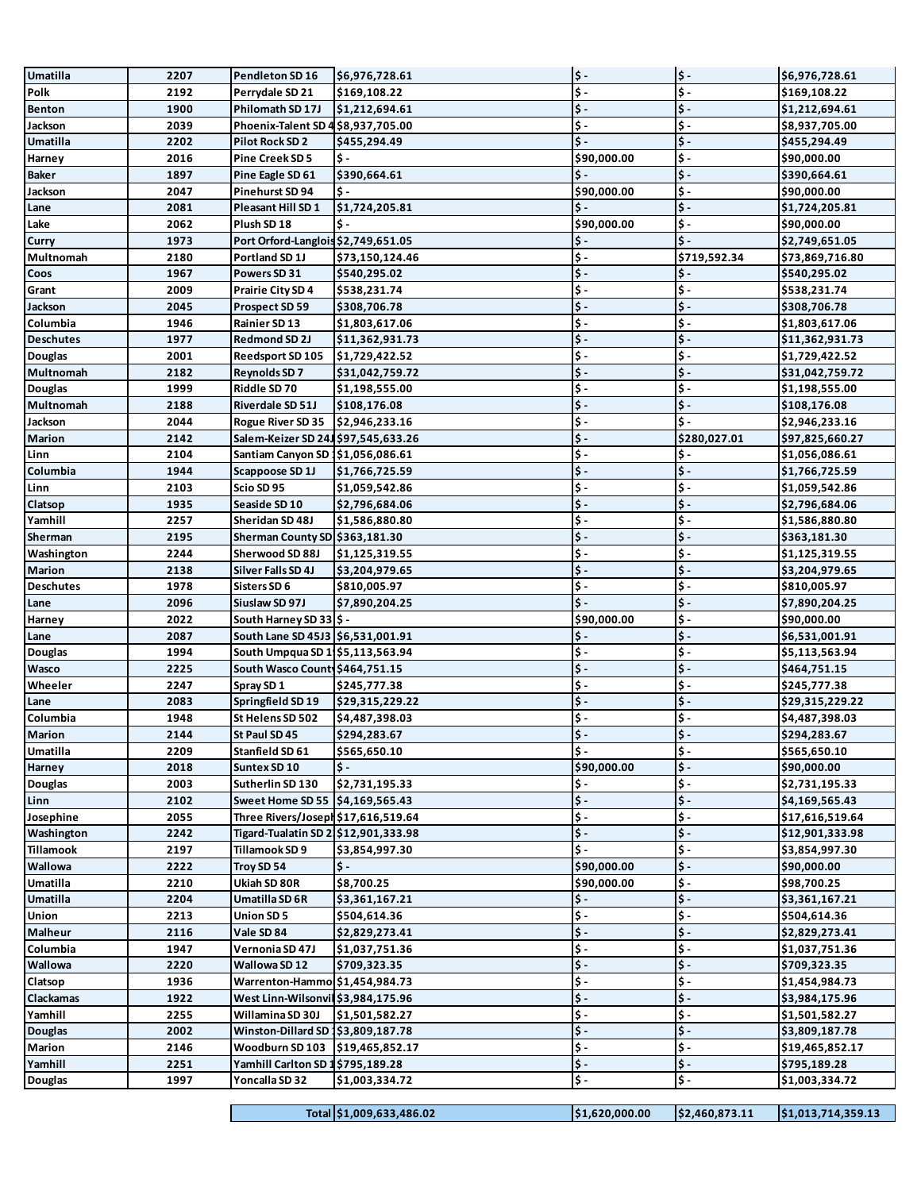| | | | | | | |
|---|---|---|---|---|---|---|
| Umatilla | 2207 | Pendleton SD 16 | $6,976,728.61 | $ - | $ - | $6,976,728.61 |
| Polk | 2192 | Perrydale SD 21 | $169,108.22 | $ - | $ - | $169,108.22 |
| Benton | 1900 | Philomath SD 17J | $1,212,694.61 | $ - | $ - | $1,212,694.61 |
| Jackson | 2039 | Phoenix-Talent SD 4 | $8,937,705.00 | $ - | $ - | $8,937,705.00 |
| Umatilla | 2202 | Pilot Rock SD 2 | $455,294.49 | $ - | $ - | $455,294.49 |
| Harney | 2016 | Pine Creek SD 5 | $ - | $90,000.00 | $ - | $90,000.00 |
| Baker | 1897 | Pine Eagle SD 61 | $390,664.61 | $ - | $ - | $390,664.61 |
| Jackson | 2047 | Pinehurst SD 94 | $ - | $90,000.00 | $ - | $90,000.00 |
| Lane | 2081 | Pleasant Hill SD 1 | $1,724,205.81 | $ - | $ - | $1,724,205.81 |
| Lake | 2062 | Plush SD 18 | $ - | $90,000.00 | $ - | $90,000.00 |
| Curry | 1973 | Port Orford-Langlois | $2,749,651.05 | $ - | $ - | $2,749,651.05 |
| Multnomah | 2180 | Portland SD 1J | $73,150,124.46 | $ - | $719,592.34 | $73,869,716.80 |
| Coos | 1967 | Powers SD 31 | $540,295.02 | $ - | $ - | $540,295.02 |
| Grant | 2009 | Prairie City SD 4 | $538,231.74 | $ - | $ - | $538,231.74 |
| Jackson | 2045 | Prospect SD 59 | $308,706.78 | $ - | $ - | $308,706.78 |
| Columbia | 1946 | Rainier SD 13 | $1,803,617.06 | $ - | $ - | $1,803,617.06 |
| Deschutes | 1977 | Redmond SD 2J | $11,362,931.73 | $ - | $ - | $11,362,931.73 |
| Douglas | 2001 | Reedsport SD 105 | $1,729,422.52 | $ - | $ - | $1,729,422.52 |
| Multnomah | 2182 | Reynolds SD 7 | $31,042,759.72 | $ - | $ - | $31,042,759.72 |
| Douglas | 1999 | Riddle SD 70 | $1,198,555.00 | $ - | $ - | $1,198,555.00 |
| Multnomah | 2188 | Riverdale SD 51J | $108,176.08 | $ - | $ - | $108,176.08 |
| Jackson | 2044 | Rogue River SD 35 | $2,946,233.16 | $ - | $ - | $2,946,233.16 |
| Marion | 2142 | Salem-Keizer SD 24J | $97,545,633.26 | $ - | $280,027.01 | $97,825,660.27 |
| Linn | 2104 | Santiam Canyon SD | $1,056,086.61 | $ - | $ - | $1,056,086.61 |
| Columbia | 1944 | Scappoose SD 1J | $1,766,725.59 | $ - | $ - | $1,766,725.59 |
| Linn | 2103 | Scio SD 95 | $1,059,542.86 | $ - | $ - | $1,059,542.86 |
| Clatsop | 1935 | Seaside SD 10 | $2,796,684.06 | $ - | $ - | $2,796,684.06 |
| Yamhill | 2257 | Sheridan SD 48J | $1,586,880.80 | $ - | $ - | $1,586,880.80 |
| Sherman | 2195 | Sherman County SD | $363,181.30 | $ - | $ - | $363,181.30 |
| Washington | 2244 | Sherwood SD 88J | $1,125,319.55 | $ - | $ - | $1,125,319.55 |
| Marion | 2138 | Silver Falls SD 4J | $3,204,979.65 | $ - | $ - | $3,204,979.65 |
| Deschutes | 1978 | Sisters SD 6 | $810,005.97 | $ - | $ - | $810,005.97 |
| Lane | 2096 | Siuslaw SD 97J | $7,890,204.25 | $ - | $ - | $7,890,204.25 |
| Harney | 2022 | South Harney SD 33 | $ - | $90,000.00 | $ - | $90,000.00 |
| Lane | 2087 | South Lane SD 45J3 | $6,531,001.91 | $ - | $ - | $6,531,001.91 |
| Douglas | 1994 | South Umpqua SD 1 | $5,113,563.94 | $ - | $ - | $5,113,563.94 |
| Wasco | 2225 | South Wasco County | $464,751.15 | $ - | $ - | $464,751.15 |
| Wheeler | 2247 | Spray SD 1 | $245,777.38 | $ - | $ - | $245,777.38 |
| Lane | 2083 | Springfield SD 19 | $29,315,229.22 | $ - | $ - | $29,315,229.22 |
| Columbia | 1948 | St Helens SD 502 | $4,487,398.03 | $ - | $ - | $4,487,398.03 |
| Marion | 2144 | St Paul SD 45 | $294,283.67 | $ - | $ - | $294,283.67 |
| Umatilla | 2209 | Stanfield SD 61 | $565,650.10 | $ - | $ - | $565,650.10 |
| Harney | 2018 | Suntex SD 10 | $ - | $90,000.00 | $ - | $90,000.00 |
| Douglas | 2003 | Sutherlin SD 130 | $2,731,195.33 | $ - | $ - | $2,731,195.33 |
| Linn | 2102 | Sweet Home SD 55 | $4,169,565.43 | $ - | $ - | $4,169,565.43 |
| Josephine | 2055 | Three Rivers/Joseph | $17,616,519.64 | $ - | $ - | $17,616,519.64 |
| Washington | 2242 | Tigard-Tualatin SD 2 | $12,901,333.98 | $ - | $ - | $12,901,333.98 |
| Tillamook | 2197 | Tillamook SD 9 | $3,854,997.30 | $ - | $ - | $3,854,997.30 |
| Wallowa | 2222 | Troy SD 54 | $ - | $90,000.00 | $ - | $90,000.00 |
| Umatilla | 2210 | Ukiah SD 80R | $8,700.25 | $90,000.00 | $ - | $98,700.25 |
| Umatilla | 2204 | Umatilla SD 6R | $3,361,167.21 | $ - | $ - | $3,361,167.21 |
| Union | 2213 | Union SD 5 | $504,614.36 | $ - | $ - | $504,614.36 |
| Malheur | 2116 | Vale SD 84 | $2,829,273.41 | $ - | $ - | $2,829,273.41 |
| Columbia | 1947 | Vernonia SD 47J | $1,037,751.36 | $ - | $ - | $1,037,751.36 |
| Wallowa | 2220 | Wallowa SD 12 | $709,323.35 | $ - | $ - | $709,323.35 |
| Clatsop | 1936 | Warrenton-Hammo | $1,454,984.73 | $ - | $ - | $1,454,984.73 |
| Clackamas | 1922 | West Linn-Wilsonvil | $3,984,175.96 | $ - | $ - | $3,984,175.96 |
| Yamhill | 2255 | Willamina SD 30J | $1,501,582.27 | $ - | $ - | $1,501,582.27 |
| Douglas | 2002 | Winston-Dillard SD | $3,809,187.78 | $ - | $ - | $3,809,187.78 |
| Marion | 2146 | Woodburn SD 103 | $19,465,852.17 | $ - | $ - | $19,465,852.17 |
| Yamhill | 2251 | Yamhill Carlton SD 1 | $795,189.28 | $ - | $ - | $795,189.28 |
| Douglas | 1997 | Yoncalla SD 32 | $1,003,334.72 | $ - | $ - | $1,003,334.72 |
| | | **Total** | **$1,009,633,486.02** | **$1,620,000.00** | **$2,460,873.11** | **$1,013,714,359.13** |